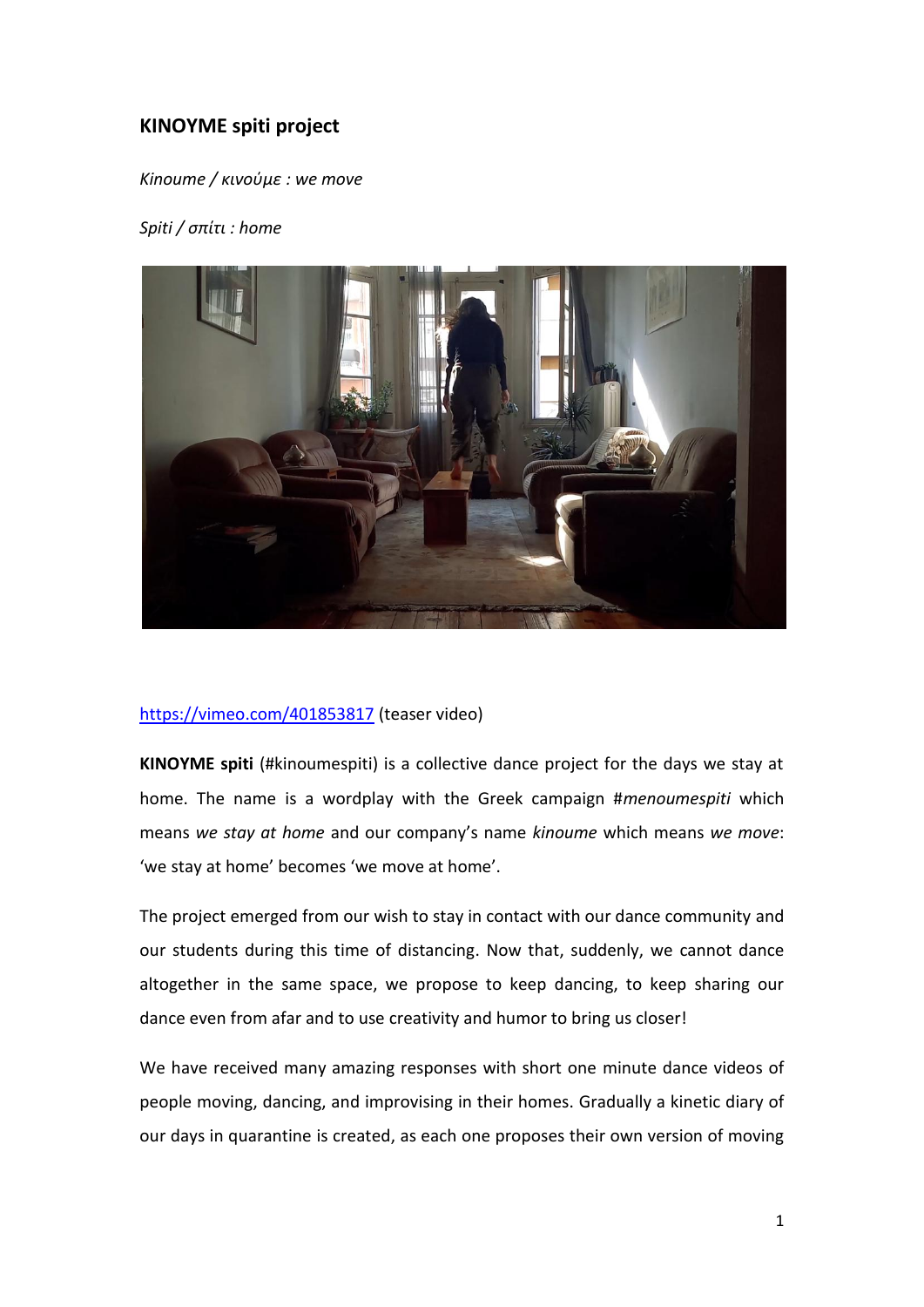**KINOYME spiti project**

*Kinoume / κινούμε : we move*

*Spiti / σπίτι : home*

[https://vimeo.com/401853817](https://vimeo.com/401853817) (teaser video)

**KINOYME spiti** (#kinoumespiti) is a collective dance project for the days we stay at home. The name is a wordplay with the Greek campaign #*menoumespiti* which means *we stay at home* and our company's name *kinoume* which means *we move*: 'we stay at home' becomes 'we move at home'.

The project emerged from our wish to stay in contact with our dance community and our students during this time of distancing. Now that, suddenly, we cannot dance altogether in the same space, we propose to keep dancing, to keep sharing our dance even from afar and to use creativity and humor to bring us closer!

We have received many amazing responses with short one minute dance videos of people moving, dancing, and improvising in their homes. Gradually a kinetic diary of our days in quarantine is created, as each one proposes their own version of moving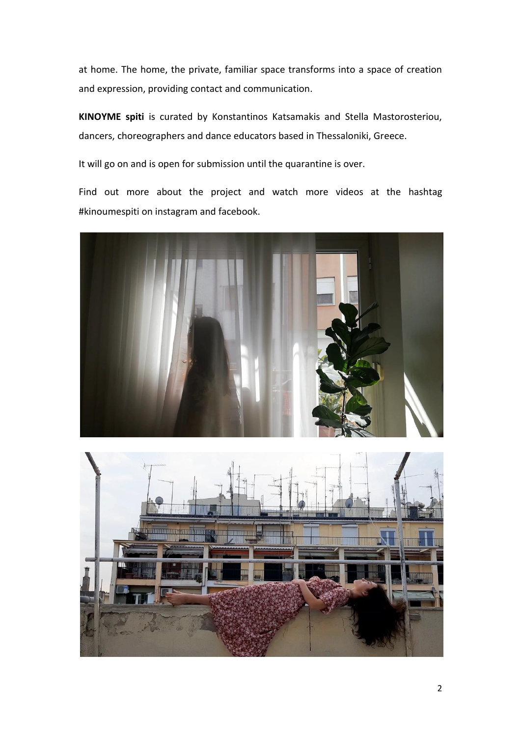at home. The home, the private, familiar space transforms into a space of creation and expression, providing contact and communication.

**KINOYME spiti** is curated by Konstantinos Katsamakis and Stella Mastorosteriou, dancers, choreographers and dance educators based in Thessaloniki, Greece.

It will go on and is open for submission until the quarantine is over.

Find out more about the project and watch more videos at the hashtag #kinoumespiti on instagram and facebook.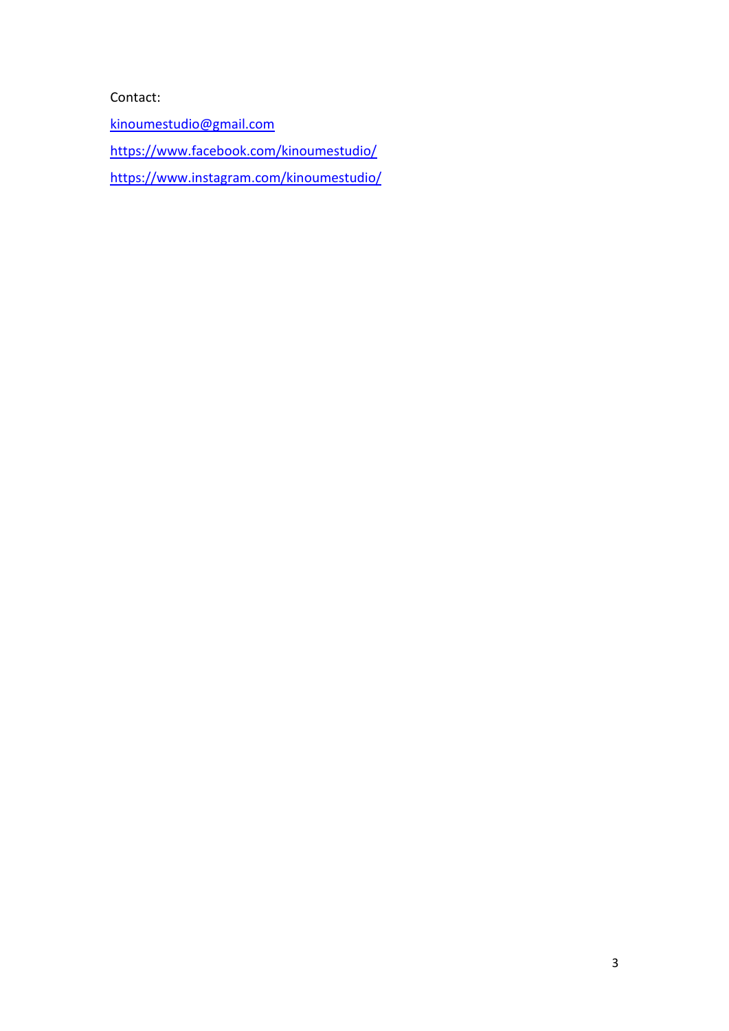Contact:

kinoumestudio@gmail.com

https://www.facebook.com/kinoumestudio/

https://www.instagram.com/kinoumestudio/